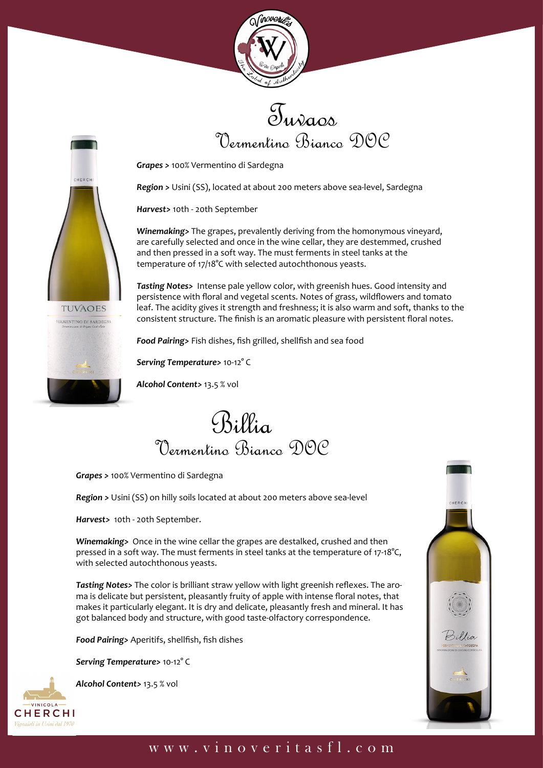# Tuvaos

## Vermentino Bianco DOC

***Grapes >*** 100% Vermentino di Sardegna

***Region >*** Usini (SS), located at about 200 meters above sea-level, Sardegna

***Harvest>*** 10th - 20th September

***Winemaking>*** The grapes, prevalently deriving from the homonymous vineyard, are carefully selected and once in the wine cellar, they are destemmed, crushed and then pressed in a soft way. The must ferments in steel tanks at the temperature of 17/18°C with selected autochthonous yeasts.

***Tasting Notes>*** Intense pale yellow color, with greenish hues. Good intensity and persistence with floral and vegetal scents. Notes of grass, wildflowers and tomato leaf. The acidity gives it strength and freshness; it is also warm and soft, thanks to the consistent structure. The finish is an aromatic pleasure with persistent floral notes.

***Food Pairing>*** Fish dishes, fish grilled, shellfish and sea food

***Serving Temperature>*** 10-12° C

***Alcohol Content>*** 13.5 % vol

# Billia

## Vermentino Bianco DOC

***Grapes >*** 100% Vermentino di Sardegna

***Region >*** Usini (SS) on hilly soils located at about 200 meters above sea-level

***Harvest>*** 10th - 20th September.

***Winemaking>*** Once in the wine cellar the grapes are destalked, crushed and then pressed in a soft way. The must ferments in steel tanks at the temperature of 17-18°C, with selected autochthonous yeasts.

***Tasting Notes>*** The color is brilliant straw yellow with light greenish reflexes. The aroma is delicate but persistent, pleasantly fruity of apple with intense floral notes, that makes it particularly elegant. It is dry and delicate, pleasantly fresh and mineral. It has got balanced body and structure, with good taste-olfactory correspondence.

***Food Pairing>*** Aperitifs, shellfish, fish dishes

***Serving Temperature>*** 10-12° C

***Alcohol Content>*** 13.5 % vol

VINICOLA CHERCHI
Vignaioli in Usini dal 1970

www.vinoveritasfl.com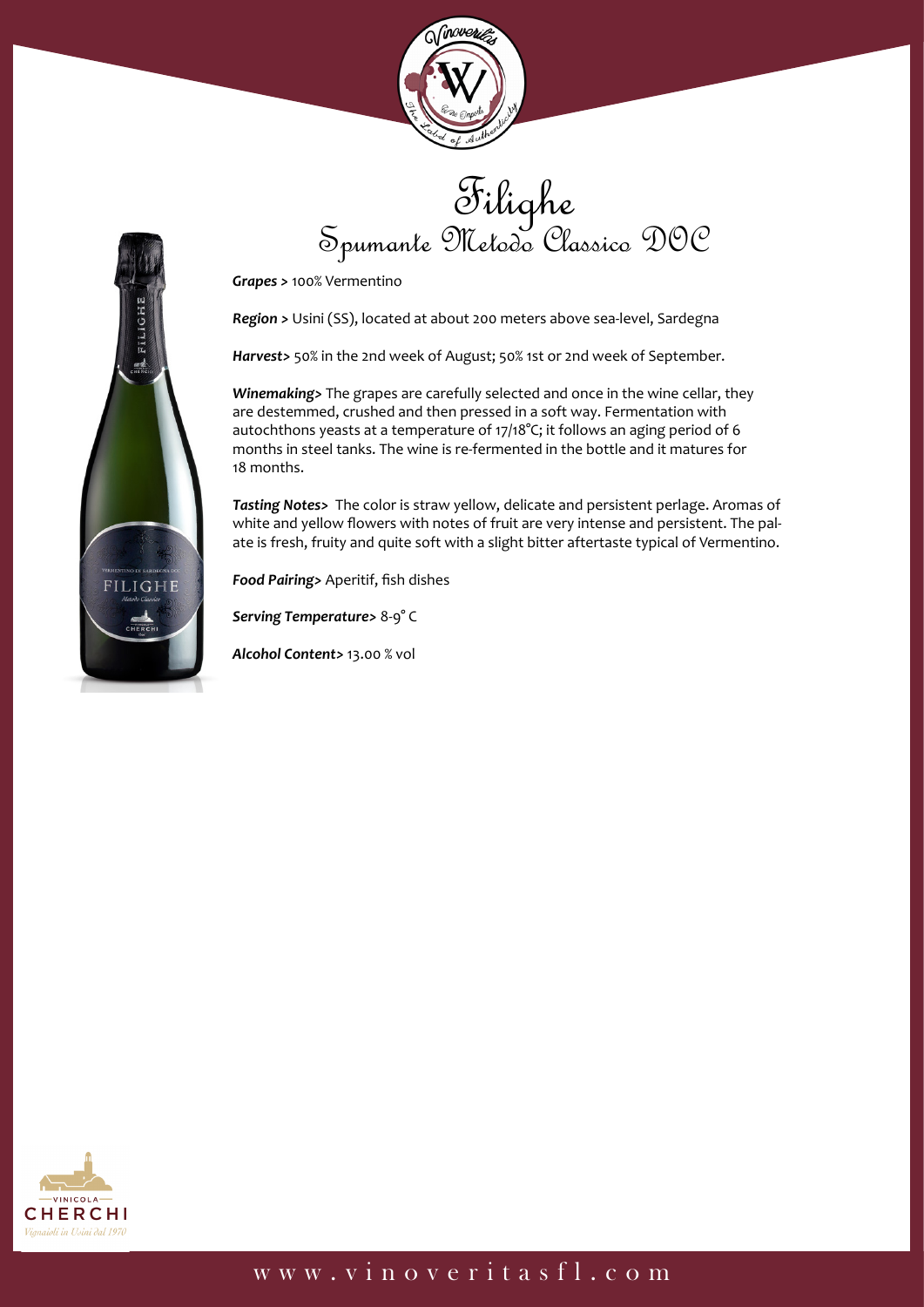# Filighe

## Spumante Metodo Classico DOC

***Grapes >*** 100% Vermentino

***Region >*** Usini (SS), located at about 200 meters above sea-level, Sardegna

***Harvest>*** 50% in the 2nd week of August; 50% 1st or 2nd week of September.

***Winemaking>*** The grapes are carefully selected and once in the wine cellar, they are destemmed, crushed and then pressed in a soft way. Fermentation with autochthons yeasts at a temperature of 17/18°C; it follows an aging period of 6 months in steel tanks. The wine is re-fermented in the bottle and it matures for 18 months.

***Tasting Notes>*** The color is straw yellow, delicate and persistent perlage. Aromas of white and yellow flowers with notes of fruit are very intense and persistent. The palate is fresh, fruity and quite soft with a slight bitter aftertaste typical of Vermentino.

***Food Pairing>*** Aperitif, fish dishes

***Serving Temperature>*** 8-9° C

***Alcohol Content>*** 13.00 % vol

www.vinoveritasfl.com